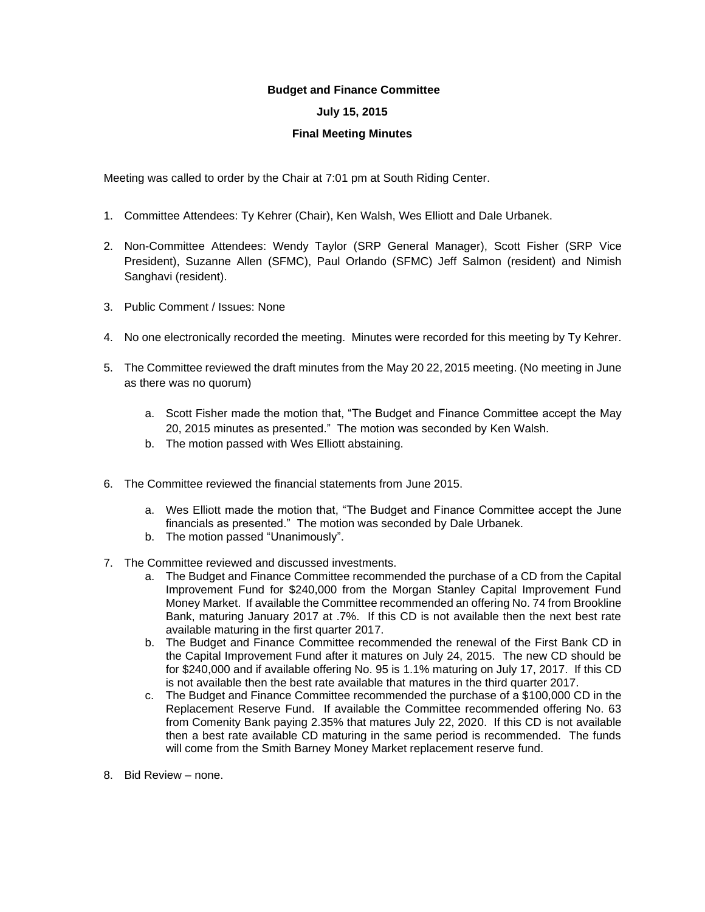**Budget and Finance Committee**

**July 15, 2015**

**Final Meeting Minutes**

Meeting was called to order by the Chair at 7:01 pm at South Riding Center.

1. Committee Attendees: Ty Kehrer (Chair), Ken Walsh, Wes Elliott and Dale Urbanek.

2. Non-Committee Attendees: Wendy Taylor (SRP General Manager), Scott Fisher (SRP Vice President), Suzanne Allen (SFMC), Paul Orlando (SFMC) Jeff Salmon (resident) and Nimish Sanghavi (resident).

3. Public Comment / Issues: None

4. No one electronically recorded the meeting. Minutes were recorded for this meeting by Ty Kehrer.

5. The Committee reviewed the draft minutes from the May 20 22, 2015 meeting. (No meeting in June as there was no quorum)

    a. Scott Fisher made the motion that, "The Budget and Finance Committee accept the May 20, 2015 minutes as presented." The motion was seconded by Ken Walsh.
    b. The motion passed with Wes Elliott abstaining.

6. The Committee reviewed the financial statements from June 2015.

    a. Wes Elliott made the motion that, "The Budget and Finance Committee accept the June financials as presented." The motion was seconded by Dale Urbanek.
    b. The motion passed "Unanimously".

7. The Committee reviewed and discussed investments.
    a. The Budget and Finance Committee recommended the purchase of a CD from the Capital Improvement Fund for $240,000 from the Morgan Stanley Capital Improvement Fund Money Market. If available the Committee recommended an offering No. 74 from Brookline Bank, maturing January 2017 at .7%. If this CD is not available then the next best rate available maturing in the first quarter 2017.
    b. The Budget and Finance Committee recommended the renewal of the First Bank CD in the Capital Improvement Fund after it matures on July 24, 2015. The new CD should be for $240,000 and if available offering No. 95 is 1.1% maturing on July 17, 2017. If this CD is not available then the best rate available that matures in the third quarter 2017.
    c. The Budget and Finance Committee recommended the purchase of a $100,000 CD in the Replacement Reserve Fund. If available the Committee recommended offering No. 63 from Comenity Bank paying 2.35% that matures July 22, 2020. If this CD is not available then a best rate available CD maturing in the same period is recommended. The funds will come from the Smith Barney Money Market replacement reserve fund.

8. Bid Review – none.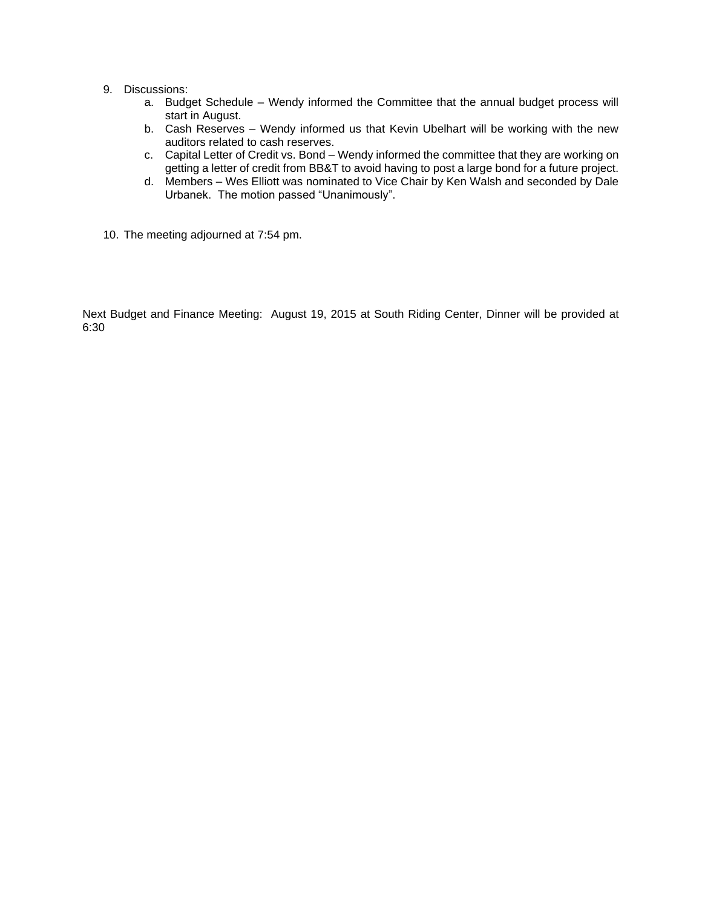9. Discussions:
    a. Budget Schedule – Wendy informed the Committee that the annual budget process will start in August.
    b. Cash Reserves – Wendy informed us that Kevin Ubelhart will be working with the new auditors related to cash reserves.
    c. Capital Letter of Credit vs. Bond – Wendy informed the committee that they are working on getting a letter of credit from BB&T to avoid having to post a large bond for a future project.
    d. Members – Wes Elliott was nominated to Vice Chair by Ken Walsh and seconded by Dale Urbanek. The motion passed "Unanimously".

10. The meeting adjourned at 7:54 pm.

Next Budget and Finance Meeting: August 19, 2015 at South Riding Center, Dinner will be provided at 6:30